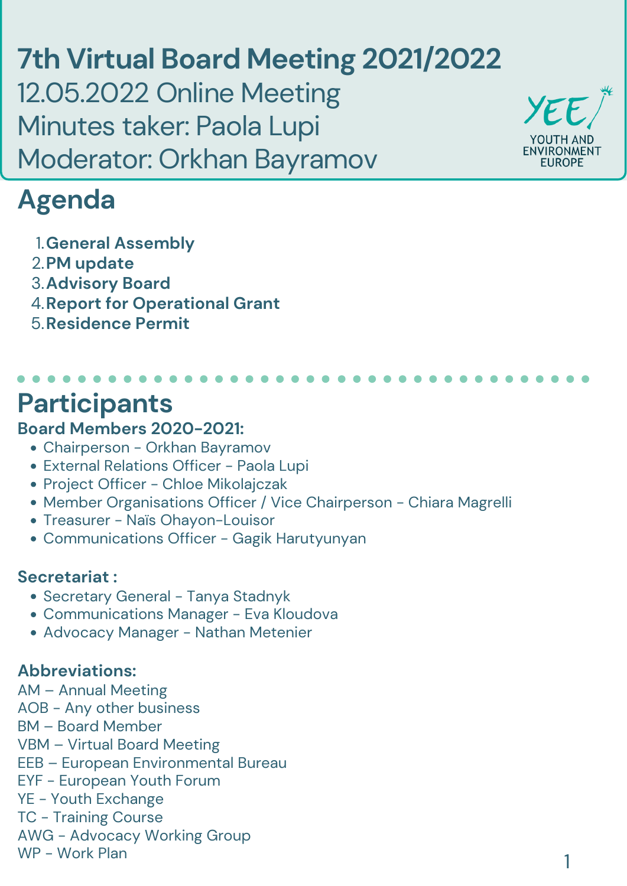# 7th Virtual Board Meeting 2021/2022

12.05.2022 Online Meeting

Minutes taker: Paola Lupi

Moderator: Orkhan Bayramov

## Agenda

1. **General Assembly**
2. **PM update**
3. **Advisory Board**
4. **Report for Operational Grant**
5. **Residence Permit**

## Participants

**Board Members 2020-2021:**

- Chairperson - Orkhan Bayramov
- External Relations Officer - Paola Lupi
- Project Officer - Chloe Mikolajczak
- Member Organisations Officer / Vice Chairperson - Chiara Magrelli
- Treasurer - Naïs Ohayon-Louisor
- Communications Officer - Gagik Harutyunyan

**Secretariat :**

- Secretary General - Tanya Stadnyk
- Communications Manager - Eva Kloudova
- Advocacy Manager - Nathan Metenier

**Abbreviations:**

AM – Annual Meeting
AOB - Any other business
BM – Board Member
VBM – Virtual Board Meeting
EEB – European Environmental Bureau
EYF - European Youth Forum
YE - Youth Exchange
TC - Training Course
AWG - Advocacy Working Group
WP - Work Plan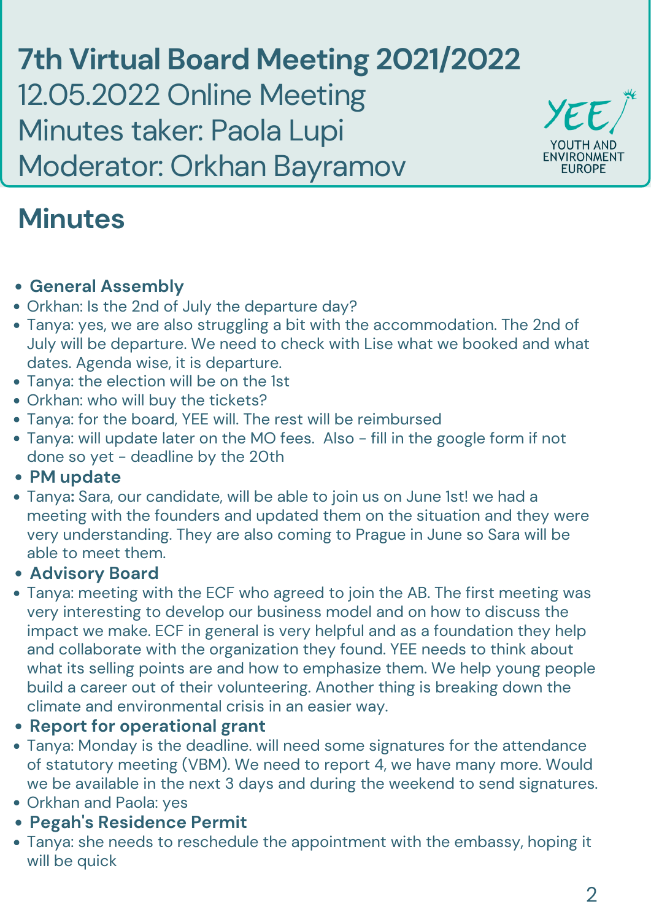# 7th Virtual Board Meeting 2021/2022

12.05.2022 Online Meeting

Minutes taker: Paola Lupi

Moderator: Orkhan Bayramov

YEE YOUTH AND ENVIRONMENT EUROPE

## Minutes

- **General Assembly**
- Orkhan: Is the 2nd of July the departure day?
- Tanya: yes, we are also struggling a bit with the accommodation. The 2nd of July will be departure. We need to check with Lise what we booked and what dates. Agenda wise, it is departure.
- Tanya: the election will be on the 1st
- Orkhan: who will buy the tickets?
- Tanya: for the board, YEE will. The rest will be reimbursed
- Tanya: will update later on the MO fees. Also - fill in the google form if not done so yet - deadline by the 20th
- **PM update**
- Tanya**:** Sara, our candidate, will be able to join us on June 1st! we had a meeting with the founders and updated them on the situation and they were very understanding. They are also coming to Prague in June so Sara will be able to meet them.
- **Advisory Board**
- Tanya: meeting with the ECF who agreed to join the AB. The first meeting was very interesting to develop our business model and on how to discuss the impact we make. ECF in general is very helpful and as a foundation they help and collaborate with the organization they found. YEE needs to think about what its selling points are and how to emphasize them. We help young people build a career out of their volunteering. Another thing is breaking down the climate and environmental crisis in an easier way.
- **Report for operational grant**
- Tanya: Monday is the deadline. will need some signatures for the attendance of statutory meeting (VBM). We need to report 4, we have many more. Would we be available in the next 3 days and during the weekend to send signatures.
- Orkhan and Paola: yes
- **Pegah's Residence Permit**
- Tanya: she needs to reschedule the appointment with the embassy, hoping it will be quick